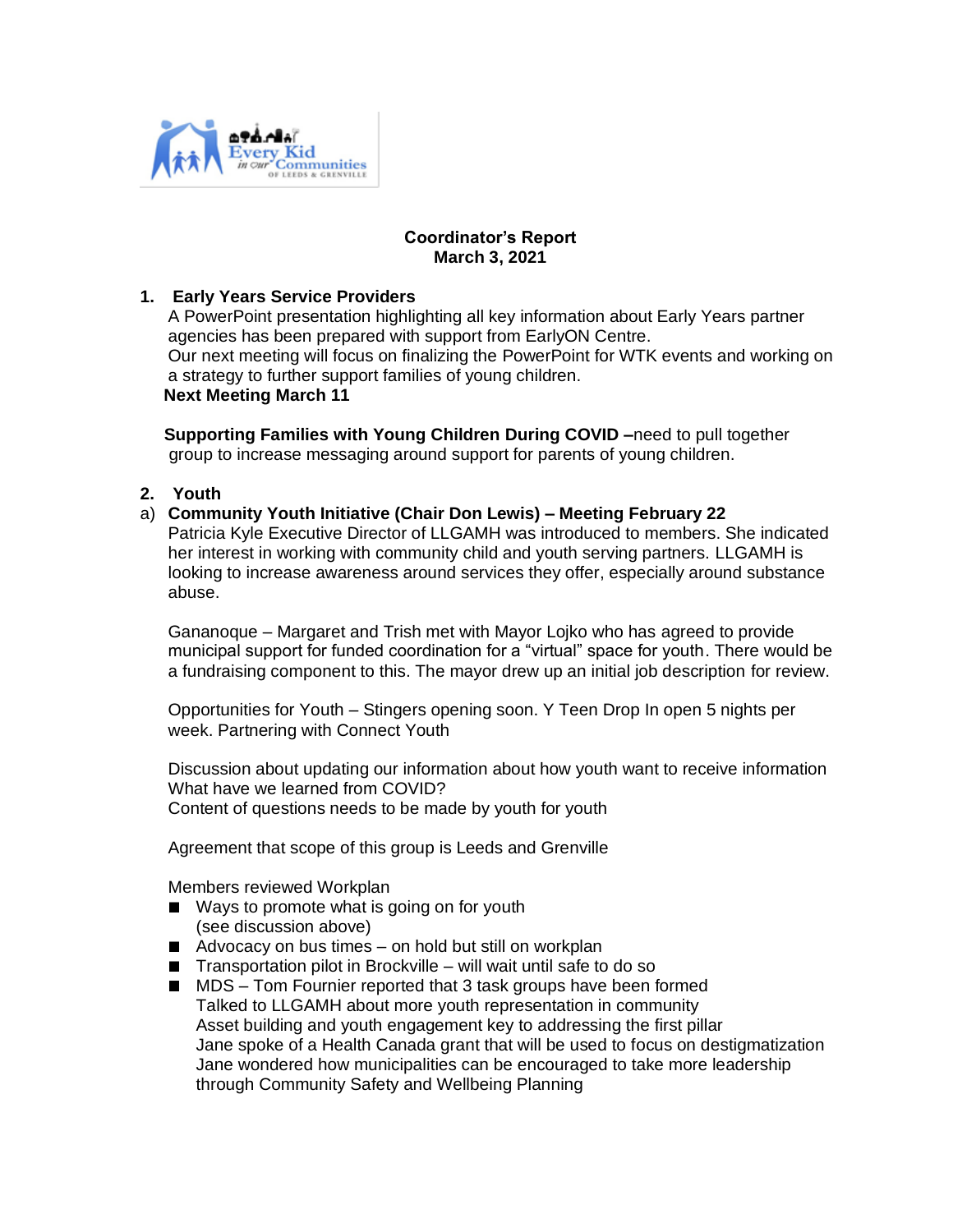**Coordinator's Report**
**March 3, 2021**

1. **Early Years Service Providers**
   A PowerPoint presentation highlighting all key information about Early Years partner agencies has been prepared with support from EarlyON Centre.
   Our next meeting will focus on finalizing the PowerPoint for WTK events and working on a strategy to further support families of young children.
   **Next Meeting March 11**

   **Supporting Families with Young Children During COVID –**need to pull together group to increase messaging around support for parents of young children.

2. **Youth**

a) **Community Youth Initiative (Chair Don Lewis) – Meeting February 22**
   Patricia Kyle Executive Director of LLGAMH was introduced to members. She indicated her interest in working with community child and youth serving partners. LLGAMH is looking to increase awareness around services they offer, especially around substance abuse.

   Gananoque – Margaret and Trish met with Mayor Lojko who has agreed to provide municipal support for funded coordination for a "virtual" space for youth. There would be a fundraising component to this. The mayor drew up an initial job description for review.

   Opportunities for Youth – Stingers opening soon. Y Teen Drop In open 5 nights per week. Partnering with Connect Youth

   Discussion about updating our information about how youth want to receive information
   What have we learned from COVID?
   Content of questions needs to be made by youth for youth

   Agreement that scope of this group is Leeds and Grenville

   Members reviewed Workplan

   - Ways to promote what is going on for youth
     (see discussion above)
   - Advocacy on bus times – on hold but still on workplan
   - Transportation pilot in Brockville – will wait until safe to do so
   - MDS – Tom Fournier reported that 3 task groups have been formed
     Talked to LLGAMH about more youth representation in community
     Asset building and youth engagement key to addressing the first pillar
     Jane spoke of a Health Canada grant that will be used to focus on destigmatization
     Jane wondered how municipalities can be encouraged to take more leadership through Community Safety and Wellbeing Planning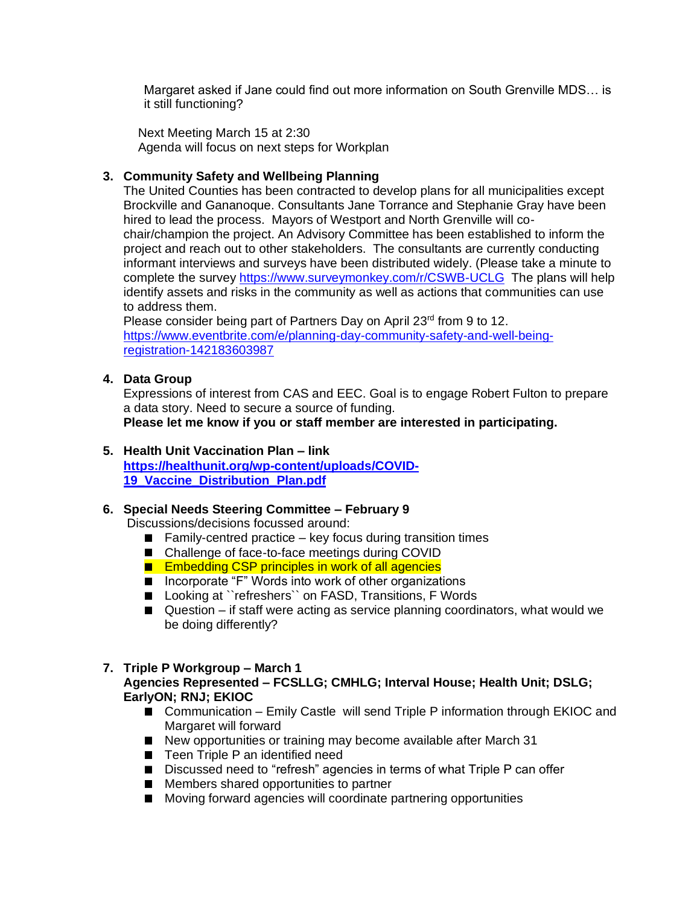Margaret asked if Jane could find out more information on South Grenville MDS… is it still functioning?

Next Meeting March 15 at 2:30
Agenda will focus on next steps for Workplan

3. **Community Safety and Wellbeing Planning**
   The United Counties has been contracted to develop plans for all municipalities except Brockville and Gananoque. Consultants Jane Torrance and Stephanie Gray have been hired to lead the process. Mayors of Westport and North Grenville will co-chair/champion the project. An Advisory Committee has been established to inform the project and reach out to other stakeholders. The consultants are currently conducting informant interviews and surveys have been distributed widely. (Please take a minute to complete the survey [https://www.surveymonkey.com/r/CSWB-UCLG](https://www.surveymonkey.com/r/CSWB-UCLG) The plans will help identify assets and risks in the community as well as actions that communities can use to address them.
   Please consider being part of Partners Day on April 23rd from 9 to 12.
   [https://www.eventbrite.com/e/planning-day-community-safety-and-well-being-registration-142183603987](https://www.eventbrite.com/e/planning-day-community-safety-and-well-being-registration-142183603987)

4. **Data Group**
   Expressions of interest from CAS and EEC. Goal is to engage Robert Fulton to prepare a data story. Need to secure a source of funding.
   **Please let me know if you or staff member are interested in participating.**

5. **Health Unit Vaccination Plan – link**
   **[https://healthunit.org/wp-content/uploads/COVID-19_Vaccine_Distribution_Plan.pdf](https://healthunit.org/wp-content/uploads/COVID-19_Vaccine_Distribution_Plan.pdf)**

6. **Special Needs Steering Committee – February 9**
   Discussions/decisions focussed around:
   - Family-centred practice – key focus during transition times
   - Challenge of face-to-face meetings during COVID
   - Embedding CSP principles in work of all agencies
   - Incorporate "F" Words into work of other organizations
   - Looking at ``refreshers`` on FASD, Transitions, F Words
   - Question – if staff were acting as service planning coordinators, what would we be doing differently?

7. **Triple P Workgroup – March 1**
   **Agencies Represented – FCSLLG; CMHLG; Interval House; Health Unit; DSLG; EarlyON; RNJ; EKIOC**
   - Communication – Emily Castle will send Triple P information through EKIOC and Margaret will forward
   - New opportunities or training may become available after March 31
   - Teen Triple P an identified need
   - Discussed need to "refresh" agencies in terms of what Triple P can offer
   - Members shared opportunities to partner
   - Moving forward agencies will coordinate partnering opportunities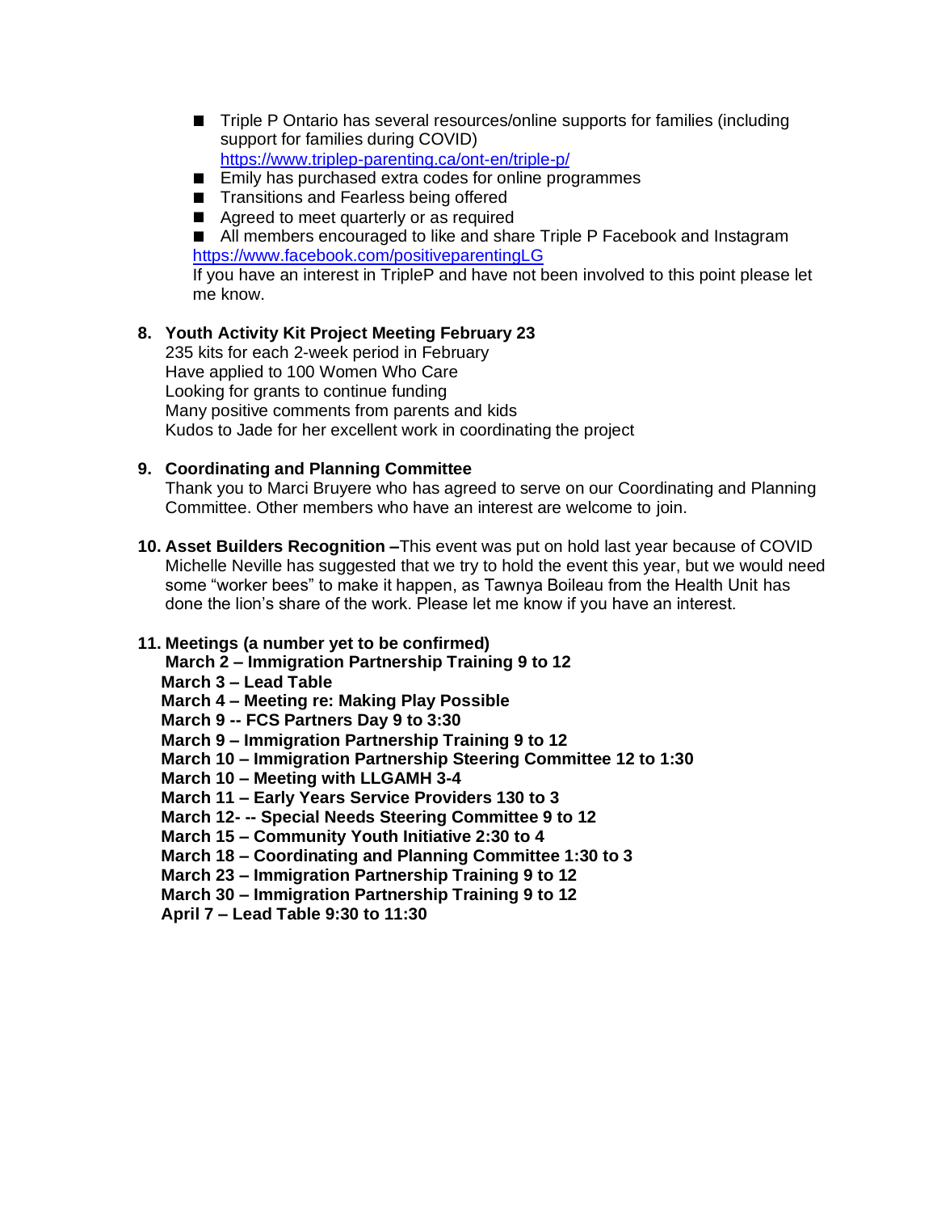- Triple P Ontario has several resources/online supports for families (including support for families during COVID) https://www.triplep-parenting.ca/ont-en/triple-p/
- Emily has purchased extra codes for online programmes
- Transitions and Fearless being offered
- Agreed to meet quarterly or as required
- All members encouraged to like and share Triple P Facebook and Instagram https://www.facebook.com/positiveparentingLG

If you have an interest in TripleP and have not been involved to this point please let me know.

8. **Youth Activity Kit Project Meeting February 23**

   235 kits for each 2-week period in February
   Have applied to 100 Women Who Care
   Looking for grants to continue funding
   Many positive comments from parents and kids
   Kudos to Jade for her excellent work in coordinating the project

9. **Coordinating and Planning Committee**

   Thank you to Marci Bruyere who has agreed to serve on our Coordinating and Planning Committee. Other members who have an interest are welcome to join.

10. **Asset Builders Recognition –**This event was put on hold last year because of COVID Michelle Neville has suggested that we try to hold the event this year, but we would need some "worker bees" to make it happen, as Tawnya Boileau from the Health Unit has done the lion's share of the work. Please let me know if you have an interest.

11. **Meetings (a number yet to be confirmed)**

    **March 2 – Immigration Partnership Training 9 to 12**
    **March 3 – Lead Table**
    **March 4 – Meeting re: Making Play Possible**
    **March 9 -- FCS Partners Day 9 to 3:30**
    **March 9 – Immigration Partnership Training 9 to 12**
    **March 10 – Immigration Partnership Steering Committee 12 to 1:30**
    **March 10 – Meeting with LLGAMH 3-4**
    **March 11 – Early Years Service Providers 130 to 3**
    **March 12- -- Special Needs Steering Committee 9 to 12**
    **March 15 – Community Youth Initiative 2:30 to 4**
    **March 18 – Coordinating and Planning Committee 1:30 to 3**
    **March 23 – Immigration Partnership Training 9 to 12**
    **March 30 – Immigration Partnership Training 9 to 12**
    **April 7 – Lead Table 9:30 to 11:30**